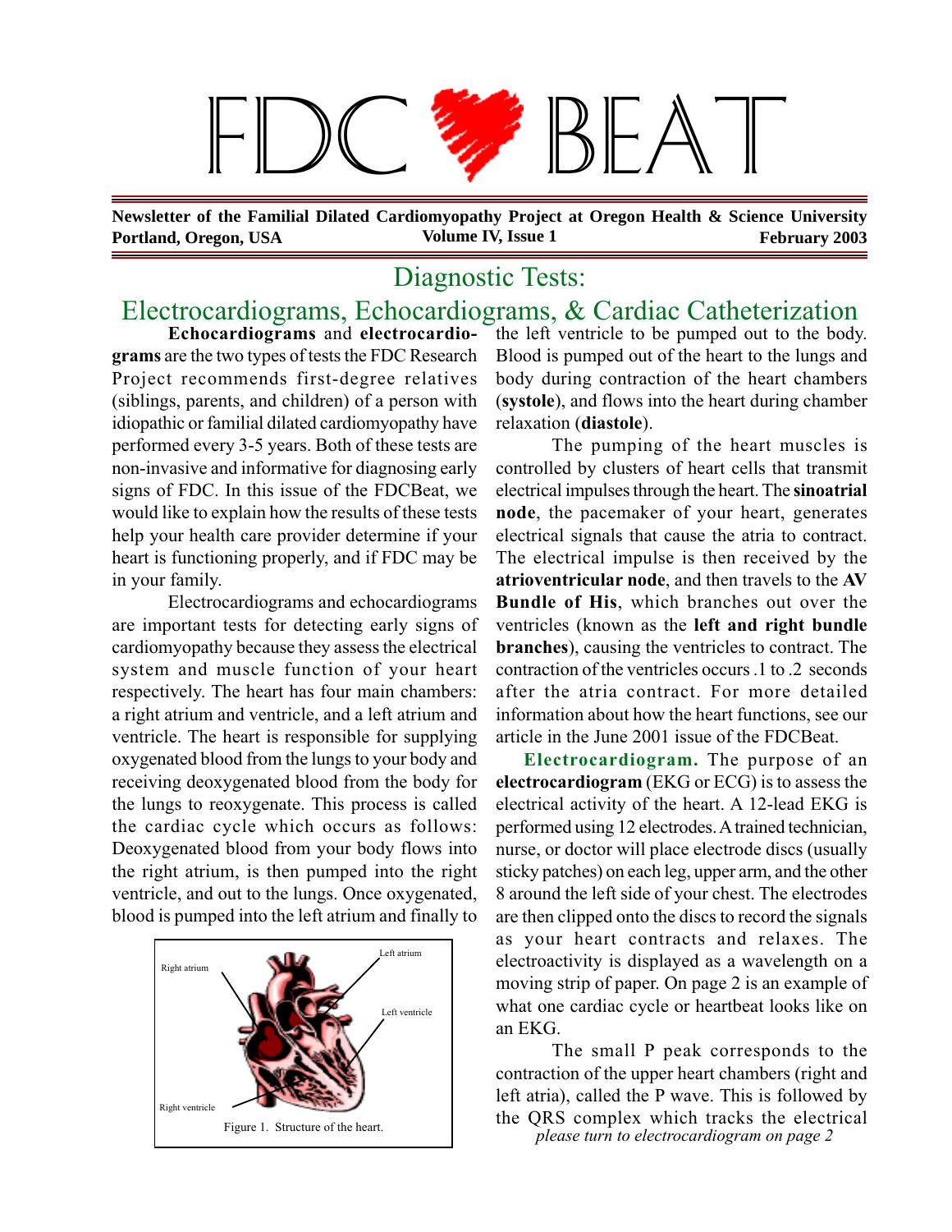# FDC BEAT

**Newsletter of the Familial Dilated Cardiomyopathy Project at Oregon Health & Science University**
**Portland, Oregon, USA** **Volume IV, Issue 1** **February 2003**

## Diagnostic Tests: Electrocardiograms, Echocardiograms, & Cardiac Catheterization

**Echocardiograms** and **electrocardiograms** are the two types of tests the FDC Research Project recommends first-degree relatives (siblings, parents, and children) of a person with idiopathic or familial dilated cardiomyopathy have performed every 3-5 years. Both of these tests are non-invasive and informative for diagnosing early signs of FDC. In this issue of the FDCBeat, we would like to explain how the results of these tests help your health care provider determine if your heart is functioning properly, and if FDC may be in your family.

Electrocardiograms and echocardiograms are important tests for detecting early signs of cardiomyopathy because they assess the electrical system and muscle function of your heart respectively. The heart has four main chambers: a right atrium and ventricle, and a left atrium and ventricle. The heart is responsible for supplying oxygenated blood from the lungs to your body and receiving deoxygenated blood from the body for the lungs to reoxygenate. This process is called the cardiac cycle which occurs as follows: Deoxygenated blood from your body flows into the right atrium, is then pumped into the right ventricle, and out to the lungs. Once oxygenated, blood is pumped into the left atrium and finally to the left ventricle to be pumped out to the body. Blood is pumped out of the heart to the lungs and body during contraction of the heart chambers (**systole**), and flows into the heart during chamber relaxation (**diastole**).

Right atrium · Left atrium · Left ventricle · Right ventricle

Figure 1. Structure of the heart.

The pumping of the heart muscles is controlled by clusters of heart cells that transmit electrical impulses through the heart. The **sinoatrial node**, the pacemaker of your heart, generates electrical signals that cause the atria to contract. The electrical impulse is then received by the **atrioventricular node**, and then travels to the **AV Bundle of His**, which branches out over the ventricles (known as the **left and right bundle branches**), causing the ventricles to contract. The contraction of the ventricles occurs .1 to .2 seconds after the atria contract. For more detailed information about how the heart functions, see our article in the June 2001 issue of the FDCBeat.

**Electrocardiogram.** The purpose of an **electrocardiogram** (EKG or ECG) is to assess the electrical activity of the heart. A 12-lead EKG is performed using 12 electrodes. A trained technician, nurse, or doctor will place electrode discs (usually sticky patches) on each leg, upper arm, and the other 8 around the left side of your chest. The electrodes are then clipped onto the discs to record the signals as your heart contracts and relaxes. The electroactivity is displayed as a wavelength on a moving strip of paper. On page 2 is an example of what one cardiac cycle or heartbeat looks like on an EKG.

The small P peak corresponds to the contraction of the upper heart chambers (right and left atria), called the P wave. This is followed by the QRS complex which tracks the electrical

*please turn to electrocardiogram on page 2*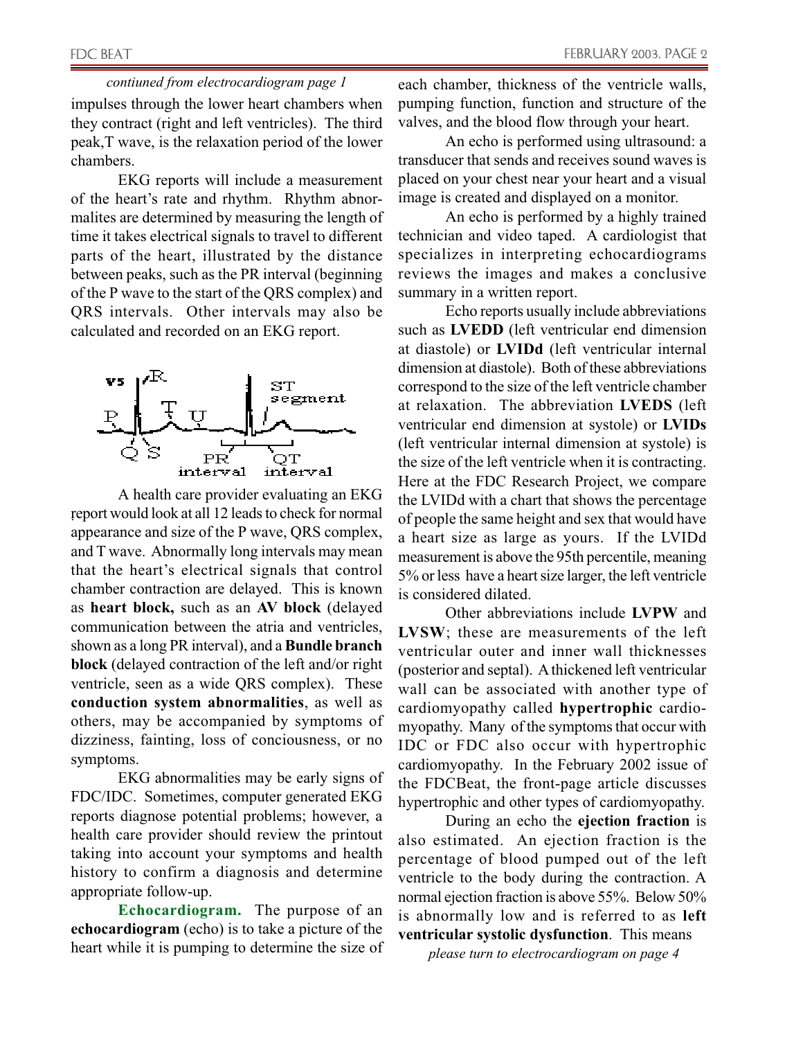*contiuned from electrocardiogram page 1*

impulses through the lower heart chambers when they contract (right and left ventricles). The third peak,T wave, is the relaxation period of the lower chambers.

EKG reports will include a measurement of the heart's rate and rhythm. Rhythm abnormalites are determined by measuring the length of time it takes electrical signals to travel to different parts of the heart, illustrated by the distance between peaks, such as the PR interval (beginning of the P wave to the start of the QRS complex) and QRS intervals. Other intervals may also be calculated and recorded on an EKG report.

A health care provider evaluating an EKG report would look at all 12 leads to check for normal appearance and size of the P wave, QRS complex, and T wave. Abnormally long intervals may mean that the heart's electrical signals that control chamber contraction are delayed. This is known as **heart block,** such as an **AV block** (delayed communication between the atria and ventricles, shown as a long PR interval), and a **Bundle branch block** (delayed contraction of the left and/or right ventricle, seen as a wide QRS complex). These **conduction system abnormalities**, as well as others, may be accompanied by symptoms of dizziness, fainting, loss of conciousness, or no symptoms.

EKG abnormalities may be early signs of FDC/IDC. Sometimes, computer generated EKG reports diagnose potential problems; however, a health care provider should review the printout taking into account your symptoms and health history to confirm a diagnosis and determine appropriate follow-up.

**Echocardiogram.** The purpose of an **echocardiogram** (echo) is to take a picture of the heart while it is pumping to determine the size of each chamber, thickness of the ventricle walls, pumping function, function and structure of the valves, and the blood flow through your heart.

An echo is performed using ultrasound: a transducer that sends and receives sound waves is placed on your chest near your heart and a visual image is created and displayed on a monitor.

An echo is performed by a highly trained technician and video taped. A cardiologist that specializes in interpreting echocardiograms reviews the images and makes a conclusive summary in a written report.

Echo reports usually include abbreviations such as **LVEDD** (left ventricular end dimension at diastole) or **LVIDd** (left ventricular internal dimension at diastole). Both of these abbreviations correspond to the size of the left ventricle chamber at relaxation. The abbreviation **LVEDS** (left ventricular end dimension at systole) or **LVIDs** (left ventricular internal dimension at systole) is the size of the left ventricle when it is contracting. Here at the FDC Research Project, we compare the LVIDd with a chart that shows the percentage of people the same height and sex that would have a heart size as large as yours. If the LVIDd measurement is above the 95th percentile, meaning 5% or less have a heart size larger, the left ventricle is considered dilated.

Other abbreviations include **LVPW** and **LVSW**; these are measurements of the left ventricular outer and inner wall thicknesses (posterior and septal). A thickened left ventricular wall can be associated with another type of cardiomyopathy called **hypertrophic** cardiomyopathy. Many of the symptoms that occur with IDC or FDC also occur with hypertrophic cardiomyopathy. In the February 2002 issue of the FDCBeat, the front-page article discusses hypertrophic and other types of cardiomyopathy.

During an echo the **ejection fraction** is also estimated. An ejection fraction is the percentage of blood pumped out of the left ventricle to the body during the contraction. A normal ejection fraction is above 55%. Below 50% is abnormally low and is referred to as **left ventricular systolic dysfunction**. This means

*please turn to electrocardiogram on page 4*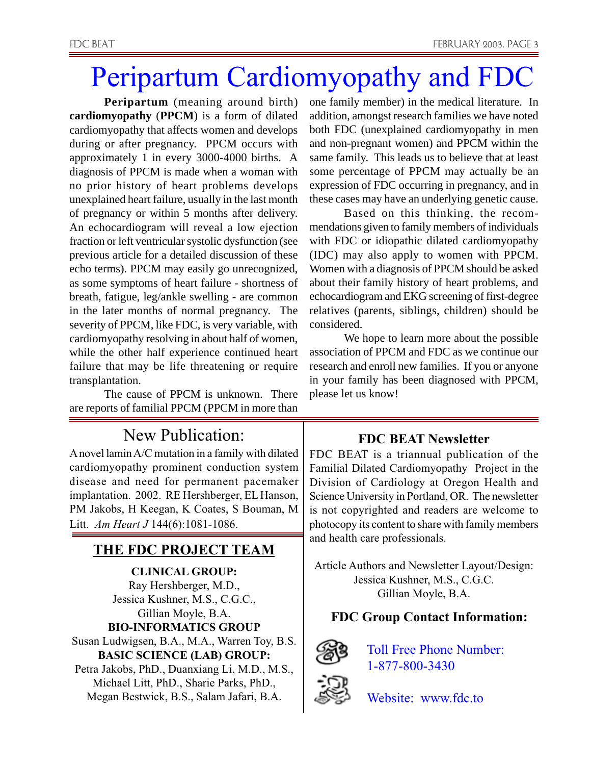# Peripartum Cardiomyopathy and FDC

**Peripartum** (meaning around birth) **cardiomyopathy** (**PPCM**) is a form of dilated cardiomyopathy that affects women and develops during or after pregnancy. PPCM occurs with approximately 1 in every 3000-4000 births. A diagnosis of PPCM is made when a woman with no prior history of heart problems develops unexplained heart failure, usually in the last month of pregnancy or within 5 months after delivery. An echocardiogram will reveal a low ejection fraction or left ventricular systolic dysfunction (see previous article for a detailed discussion of these echo terms). PPCM may easily go unrecognized, as some symptoms of heart failure - shortness of breath, fatigue, leg/ankle swelling - are common in the later months of normal pregnancy. The severity of PPCM, like FDC, is very variable, with cardiomyopathy resolving in about half of women, while the other half experience continued heart failure that may be life threatening or require transplantation.

The cause of PPCM is unknown. There are reports of familial PPCM (PPCM in more than one family member) in the medical literature. In addition, amongst research families we have noted both FDC (unexplained cardiomyopathy in men and non-pregnant women) and PPCM within the same family. This leads us to believe that at least some percentage of PPCM may actually be an expression of FDC occurring in pregnancy, and in these cases may have an underlying genetic cause.

Based on this thinking, the recommendations given to family members of individuals with FDC or idiopathic dilated cardiomyopathy (IDC) may also apply to women with PPCM. Women with a diagnosis of PPCM should be asked about their family history of heart problems, and echocardiogram and EKG screening of first-degree relatives (parents, siblings, children) should be considered.

We hope to learn more about the possible association of PPCM and FDC as we continue our research and enroll new families. If you or anyone in your family has been diagnosed with PPCM, please let us know!

## New Publication:

A novel lamin A/C mutation in a family with dilated cardiomyopathy prominent conduction system disease and need for permanent pacemaker implantation. 2002. RE Hershberger, EL Hanson, PM Jakobs, H Keegan, K Coates, S Bouman, M Litt. *Am Heart J* 144(6):1081-1086.

## THE FDC PROJECT TEAM

**CLINICAL GROUP:**
Ray Hershberger, M.D.,
Jessica Kushner, M.S., C.G.C.,
Gillian Moyle, B.A.

**BIO-INFORMATICS GROUP**
Susan Ludwigsen, B.A., M.A., Warren Toy, B.S.

**BASIC SCIENCE (LAB) GROUP:**
Petra Jakobs, PhD., Duanxiang Li, M.D., M.S., Michael Litt, PhD., Sharie Parks, PhD., Megan Bestwick, B.S., Salam Jafari, B.A.

## FDC BEAT Newsletter

FDC BEAT is a triannual publication of the Familial Dilated Cardiomyopathy Project in the Division of Cardiology at Oregon Health and Science University in Portland, OR. The newsletter is not copyrighted and readers are welcome to photocopy its content to share with family members and health care professionals.

Article Authors and Newsletter Layout/Design:
Jessica Kushner, M.S., C.G.C.
Gillian Moyle, B.A.

## FDC Group Contact Information:

Toll Free Phone Number: 1-877-800-3430

Website: www.fdc.to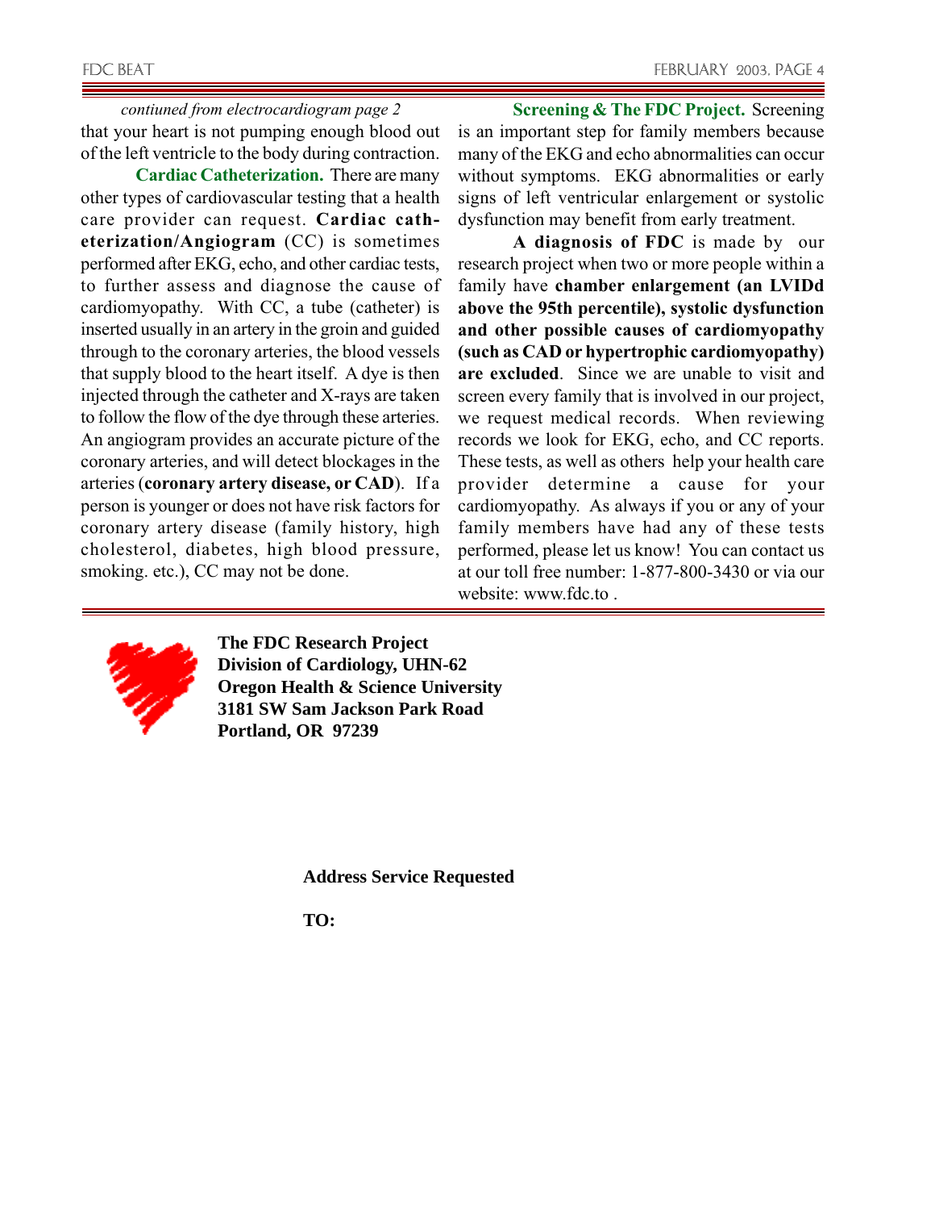*contiuned from electrocardiogram page 2*

that your heart is not pumping enough blood out of the left ventricle to the body during contraction.

**Cardiac Catheterization.** There are many other types of cardiovascular testing that a health care provider can request. **Cardiac catheterization/Angiogram** (CC) is sometimes performed after EKG, echo, and other cardiac tests, to further assess and diagnose the cause of cardiomyopathy. With CC, a tube (catheter) is inserted usually in an artery in the groin and guided through to the coronary arteries, the blood vessels that supply blood to the heart itself. A dye is then injected through the catheter and X-rays are taken to follow the flow of the dye through these arteries. An angiogram provides an accurate picture of the coronary arteries, and will detect blockages in the arteries (**coronary artery disease, or CAD**). If a person is younger or does not have risk factors for coronary artery disease (family history, high cholesterol, diabetes, high blood pressure, smoking. etc.), CC may not be done.

**Screening & The FDC Project.** Screening is an important step for family members because many of the EKG and echo abnormalities can occur without symptoms. EKG abnormalities or early signs of left ventricular enlargement or systolic dysfunction may benefit from early treatment.

**A diagnosis of FDC** is made by our research project when two or more people within a family have **chamber enlargement (an LVIDd above the 95th percentile), systolic dysfunction and other possible causes of cardiomyopathy (such as CAD or hypertrophic cardiomyopathy) are excluded**. Since we are unable to visit and screen every family that is involved in our project, we request medical records. When reviewing records we look for EKG, echo, and CC reports. These tests, as well as others help your health care provider determine a cause for your cardiomyopathy. As always if you or any of your family members have had any of these tests performed, please let us know! You can contact us at our toll free number: 1-877-800-3430 or via our website: www.fdc.to .

**The FDC Research Project**
**Division of Cardiology, UHN-62**
**Oregon Health & Science University**
**3181 SW Sam Jackson Park Road**
**Portland, OR 97239**

**Address Service Requested**

**TO:**